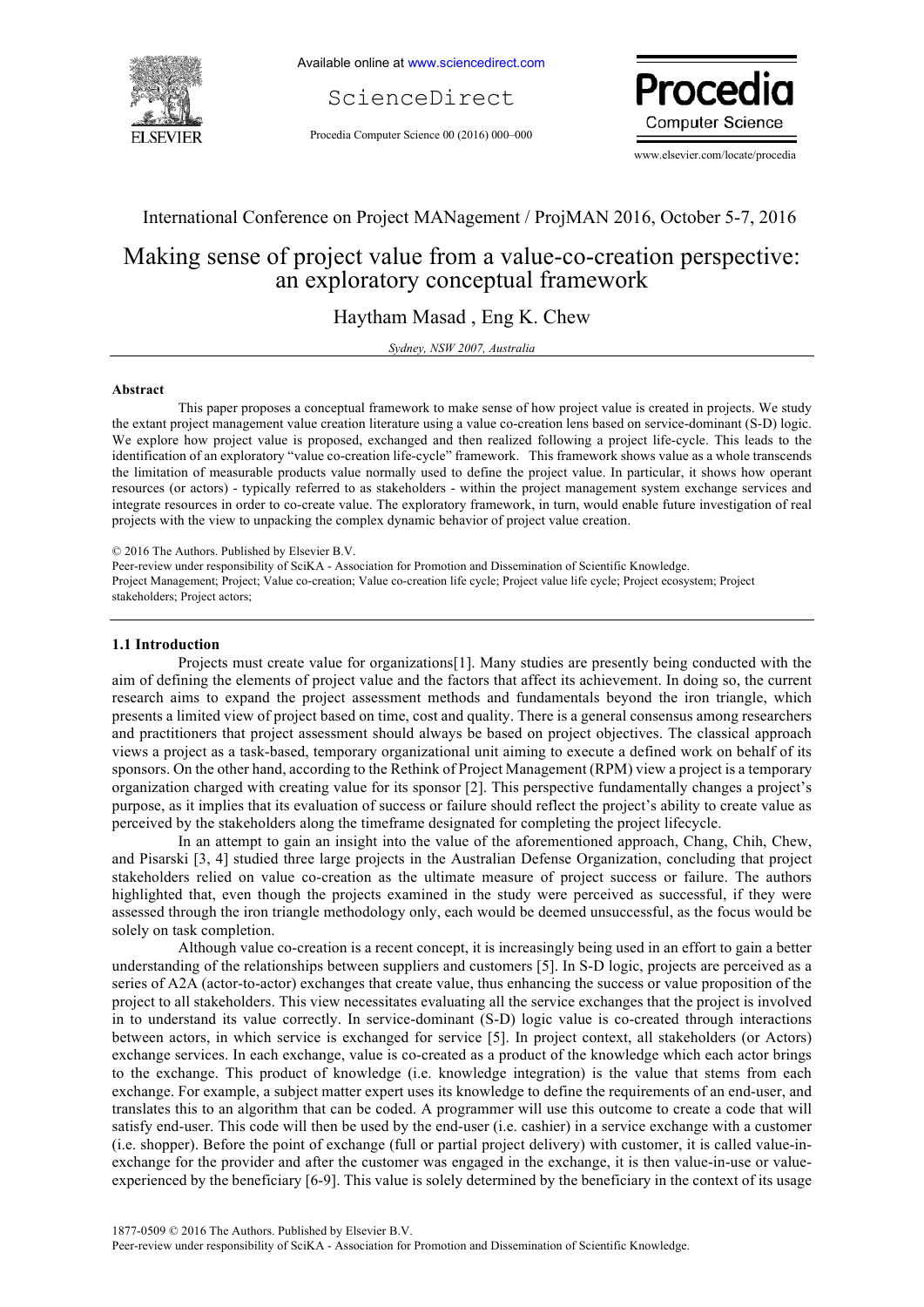International Conference on Project MANagement / ProjMAN 2016, October 5-7, 2016

# Making sense of project value from a value-co-creation perspective: an exploratory conceptual framework

Haytham Masad , Eng K. Chew

*Sydney, NSW 2007, Australia*

---

## Abstract

This paper proposes a conceptual framework to make sense of how project value is created in projects. We study the extant project management value creation literature using a value co-creation lens based on service-dominant (S-D) logic. We explore how project value is proposed, exchanged and then realized following a project life-cycle. This leads to the identification of an exploratory "value co-creation life-cycle" framework. This framework shows value as a whole transcends the limitation of measurable products value normally used to define the project value. In particular, it shows how operant resources (or actors) - typically referred to as stakeholders - within the project management system exchange services and integrate resources in order to co-create value. The exploratory framework, in turn, would enable future investigation of real projects with the view to unpacking the complex dynamic behavior of project value creation.

© 2016 The Authors. Published by Elsevier B.V.
Peer-review under responsibility of SciKA - Association for Promotion and Dissemination of Scientific Knowledge.
Project Management; Project; Value co-creation; Value co-creation life cycle; Project value life cycle; Project ecosystem; Project stakeholders; Project actors;

---

## 1.1 Introduction

Projects must create value for organizations[1]. Many studies are presently being conducted with the aim of defining the elements of project value and the factors that affect its achievement. In doing so, the current research aims to expand the project assessment methods and fundamentals beyond the iron triangle, which presents a limited view of project based on time, cost and quality. There is a general consensus among researchers and practitioners that project assessment should always be based on project objectives. The classical approach views a project as a task-based, temporary organizational unit aiming to execute a defined work on behalf of its sponsors. On the other hand, according to the Rethink of Project Management (RPM) view a project is a temporary organization charged with creating value for its sponsor [2]. This perspective fundamentally changes a project's purpose, as it implies that its evaluation of success or failure should reflect the project's ability to create value as perceived by the stakeholders along the timeframe designated for completing the project lifecycle.

In an attempt to gain an insight into the value of the aforementioned approach, Chang, Chih, Chew, and Pisarski [3, 4] studied three large projects in the Australian Defense Organization, concluding that project stakeholders relied on value co-creation as the ultimate measure of project success or failure. The authors highlighted that, even though the projects examined in the study were perceived as successful, if they were assessed through the iron triangle methodology only, each would be deemed unsuccessful, as the focus would be solely on task completion.

Although value co-creation is a recent concept, it is increasingly being used in an effort to gain a better understanding of the relationships between suppliers and customers [5]. In S-D logic, projects are perceived as a series of A2A (actor-to-actor) exchanges that create value, thus enhancing the success or value proposition of the project to all stakeholders. This view necessitates evaluating all the service exchanges that the project is involved in to understand its value correctly. In service-dominant (S-D) logic value is co-created through interactions between actors, in which service is exchanged for service [5]. In project context, all stakeholders (or Actors) exchange services. In each exchange, value is co-created as a product of the knowledge which each actor brings to the exchange. This product of knowledge (i.e. knowledge integration) is the value that stems from each exchange. For example, a subject matter expert uses its knowledge to define the requirements of an end-user, and translates this to an algorithm that can be coded. A programmer will use this outcome to create a code that will satisfy end-user. This code will then be used by the end-user (i.e. cashier) in a service exchange with a customer (i.e. shopper). Before the point of exchange (full or partial project delivery) with customer, it is called value-in-exchange for the provider and after the customer was engaged in the exchange, it is then value-in-use or value-experienced by the beneficiary [6-9]. This value is solely determined by the beneficiary in the context of its usage

---

1877-0509 © 2016 The Authors. Published by Elsevier B.V.
Peer-review under responsibility of SciKA - Association for Promotion and Dissemination of Scientific Knowledge.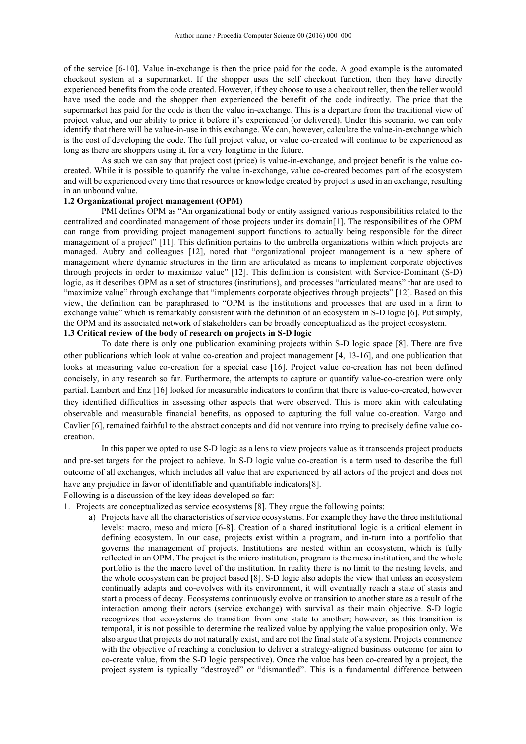of the service [6-10]. Value in-exchange is then the price paid for the code. A good example is the automated checkout system at a supermarket. If the shopper uses the self checkout function, then they have directly experienced benefits from the code created. However, if they choose to use a checkout teller, then the teller would have used the code and the shopper then experienced the benefit of the code indirectly. The price that the supermarket has paid for the code is then the value in-exchange. This is a departure from the traditional view of project value, and our ability to price it before it's experienced (or delivered). Under this scenario, we can only identify that there will be value-in-use in this exchange. We can, however, calculate the value-in-exchange which is the cost of developing the code. The full project value, or value co-created will continue to be experienced as long as there are shoppers using it, for a very longtime in the future.

As such we can say that project cost (price) is value-in-exchange, and project benefit is the value co-created. While it is possible to quantify the value in-exchange, value co-created becomes part of the ecosystem and will be experienced every time that resources or knowledge created by project is used in an exchange, resulting in an unbound value.

### 1.2 Organizational project management (OPM)

PMI defines OPM as "An organizational body or entity assigned various responsibilities related to the centralized and coordinated management of those projects under its domain[1]. The responsibilities of the OPM can range from providing project management support functions to actually being responsible for the direct management of a project" [11]. This definition pertains to the umbrella organizations within which projects are managed. Aubry and colleagues [12], noted that "organizational project management is a new sphere of management where dynamic structures in the firm are articulated as means to implement corporate objectives through projects in order to maximize value" [12]. This definition is consistent with Service-Dominant (S-D) logic, as it describes OPM as a set of structures (institutions), and processes "articulated means" that are used to "maximize value" through exchange that "implements corporate objectives through projects" [12]. Based on this view, the definition can be paraphrased to "OPM is the institutions and processes that are used in a firm to exchange value" which is remarkably consistent with the definition of an ecosystem in S-D logic [6]. Put simply, the OPM and its associated network of stakeholders can be broadly conceptualized as the project ecosystem.

### 1.3 Critical review of the body of research on projects in S-D logic

To date there is only one publication examining projects within S-D logic space [8]. There are five other publications which look at value co-creation and project management [4, 13-16], and one publication that looks at measuring value co-creation for a special case [16]. Project value co-creation has not been defined concisely, in any research so far. Furthermore, the attempts to capture or quantify value-co-creation were only partial. Lambert and Enz [16] looked for measurable indicators to confirm that there is value-co-created, however they identified difficulties in assessing other aspects that were observed. This is more akin with calculating observable and measurable financial benefits, as opposed to capturing the full value co-creation. Vargo and Cavlier [6], remained faithful to the abstract concepts and did not venture into trying to precisely define value co-creation.

In this paper we opted to use S-D logic as a lens to view projects value as it transcends project products and pre-set targets for the project to achieve. In S-D logic value co-creation is a term used to describe the full outcome of all exchanges, which includes all value that are experienced by all actors of the project and does not have any prejudice in favor of identifiable and quantifiable indicators[8].

Following is a discussion of the key ideas developed so far:

1. Projects are conceptualized as service ecosystems [8]. They argue the following points:
   a) Projects have all the characteristics of service ecosystems. For example they have the three institutional levels: macro, meso and micro [6-8]. Creation of a shared institutional logic is a critical element in defining ecosystem. In our case, projects exist within a program, and in-turn into a portfolio that governs the management of projects. Institutions are nested within an ecosystem, which is fully reflected in an OPM. The project is the micro institution, program is the meso institution, and the whole portfolio is the the macro level of the institution. In reality there is no limit to the nesting levels, and the whole ecosystem can be project based [8]. S-D logic also adopts the view that unless an ecosystem continually adapts and co-evolves with its environment, it will eventually reach a state of stasis and start a process of decay. Ecosystems continuously evolve or transition to another state as a result of the interaction among their actors (service exchange) with survival as their main objective. S-D logic recognizes that ecosystems do transition from one state to another; however, as this transition is temporal, it is not possible to determine the realized value by applying the value proposition only. We also argue that projects do not naturally exist, and are not the final state of a system. Projects commence with the objective of reaching a conclusion to deliver a strategy-aligned business outcome (or aim to co-create value, from the S-D logic perspective). Once the value has been co-created by a project, the project system is typically "destroyed" or "dismantled". This is a fundamental difference between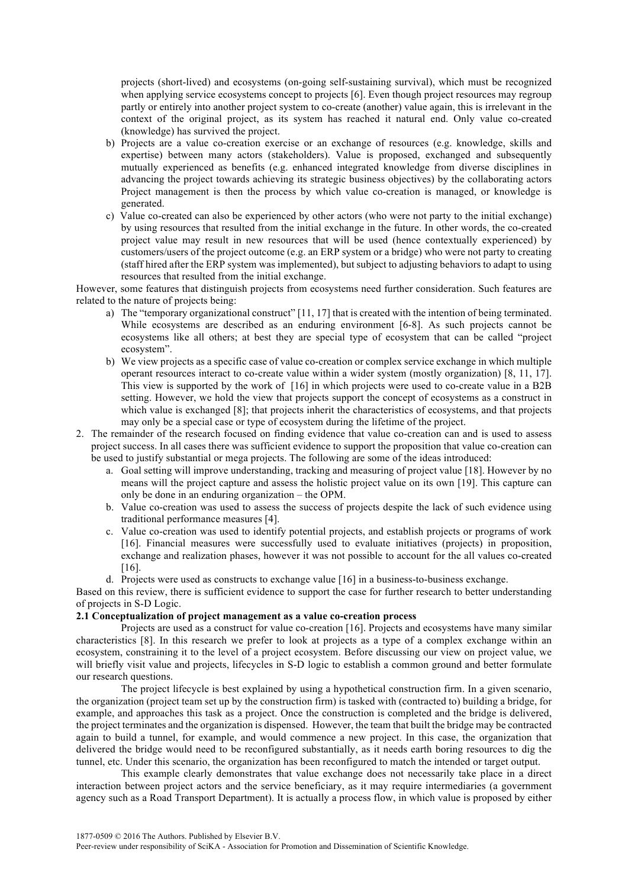projects (short-lived) and ecosystems (on-going self-sustaining survival), which must be recognized when applying service ecosystems concept to projects [6]. Even though project resources may regroup partly or entirely into another project system to co-create (another) value again, this is irrelevant in the context of the original project, as its system has reached it natural end. Only value co-created (knowledge) has survived the project.

b) Projects are a value co-creation exercise or an exchange of resources (e.g. knowledge, skills and expertise) between many actors (stakeholders). Value is proposed, exchanged and subsequently mutually experienced as benefits (e.g. enhanced integrated knowledge from diverse disciplines in advancing the project towards achieving its strategic business objectives) by the collaborating actors Project management is then the process by which value co-creation is managed, or knowledge is generated.

c) Value co-created can also be experienced by other actors (who were not party to the initial exchange) by using resources that resulted from the initial exchange in the future. In other words, the co-created project value may result in new resources that will be used (hence contextually experienced) by customers/users of the project outcome (e.g. an ERP system or a bridge) who were not party to creating (staff hired after the ERP system was implemented), but subject to adjusting behaviors to adapt to using resources that resulted from the initial exchange.

However, some features that distinguish projects from ecosystems need further consideration. Such features are related to the nature of projects being:

a) The "temporary organizational construct" [11, 17] that is created with the intention of being terminated. While ecosystems are described as an enduring environment [6-8]. As such projects cannot be ecosystems like all others; at best they are special type of ecosystem that can be called "project ecosystem".

b) We view projects as a specific case of value co-creation or complex service exchange in which multiple operant resources interact to co-create value within a wider system (mostly organization) [8, 11, 17]. This view is supported by the work of [16] in which projects were used to co-create value in a B2B setting. However, we hold the view that projects support the concept of ecosystems as a construct in which value is exchanged [8]; that projects inherit the characteristics of ecosystems, and that projects may only be a special case or type of ecosystem during the lifetime of the project.

2. The remainder of the research focused on finding evidence that value co-creation can and is used to assess project success. In all cases there was sufficient evidence to support the proposition that value co-creation can be used to justify substantial or mega projects. The following are some of the ideas introduced:
   a. Goal setting will improve understanding, tracking and measuring of project value [18]. However by no means will the project capture and assess the holistic project value on its own [19]. This capture can only be done in an enduring organization – the OPM.
   b. Value co-creation was used to assess the success of projects despite the lack of such evidence using traditional performance measures [4].
   c. Value co-creation was used to identify potential projects, and establish projects or programs of work [16]. Financial measures were successfully used to evaluate initiatives (projects) in proposition, exchange and realization phases, however it was not possible to account for the all values co-created [16].
   d. Projects were used as constructs to exchange value [16] in a business-to-business exchange.

Based on this review, there is sufficient evidence to support the case for further research to better understanding of projects in S-D Logic.

### 2.1 Conceptualization of project management as a value co-creation process

Projects are used as a construct for value co-creation [16]. Projects and ecosystems have many similar characteristics [8]. In this research we prefer to look at projects as a type of a complex exchange within an ecosystem, constraining it to the level of a project ecosystem. Before discussing our view on project value, we will briefly visit value and projects, lifecycles in S-D logic to establish a common ground and better formulate our research questions.

The project lifecycle is best explained by using a hypothetical construction firm. In a given scenario, the organization (project team set up by the construction firm) is tasked with (contracted to) building a bridge, for example, and approaches this task as a project. Once the construction is completed and the bridge is delivered, the project terminates and the organization is dispensed. However, the team that built the bridge may be contracted again to build a tunnel, for example, and would commence a new project. In this case, the organization that delivered the bridge would need to be reconfigured substantially, as it needs earth boring resources to dig the tunnel, etc. Under this scenario, the organization has been reconfigured to match the intended or target output.

This example clearly demonstrates that value exchange does not necessarily take place in a direct interaction between project actors and the service beneficiary, as it may require intermediaries (a government agency such as a Road Transport Department). It is actually a process flow, in which value is proposed by either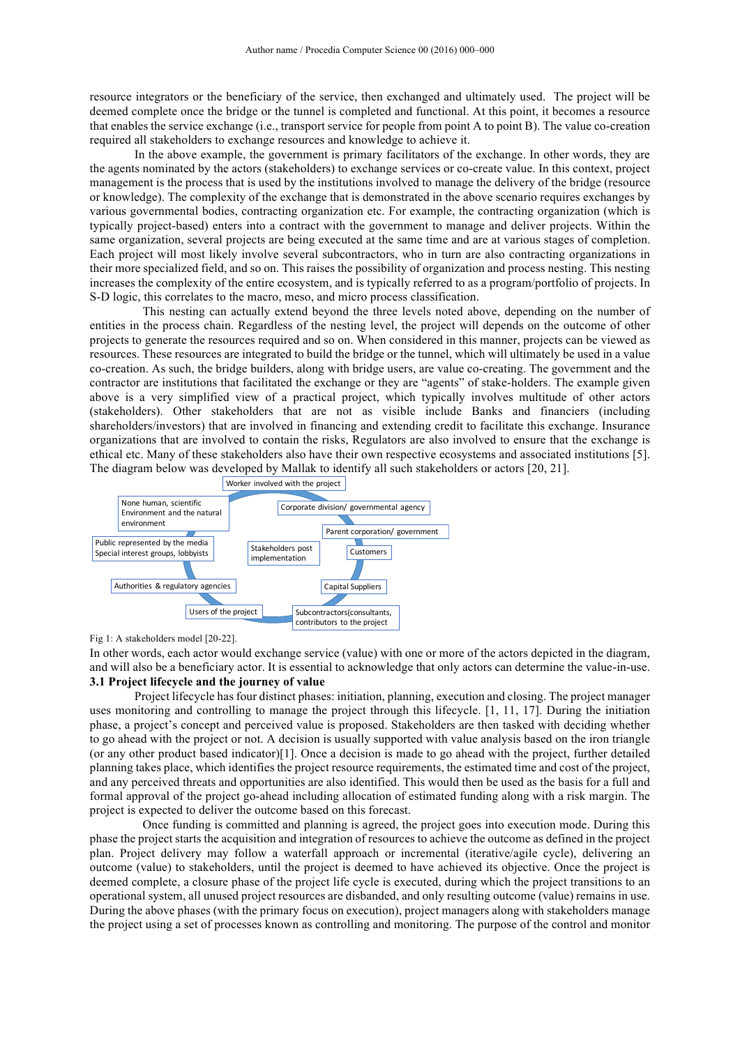resource integrators or the beneficiary of the service, then exchanged and ultimately used. The project will be deemed complete once the bridge or the tunnel is completed and functional. At this point, it becomes a resource that enables the service exchange (i.e., transport service for people from point A to point B). The value co-creation required all stakeholders to exchange resources and knowledge to achieve it.

In the above example, the government is primary facilitators of the exchange. In other words, they are the agents nominated by the actors (stakeholders) to exchange services or co-create value. In this context, project management is the process that is used by the institutions involved to manage the delivery of the bridge (resource or knowledge). The complexity of the exchange that is demonstrated in the above scenario requires exchanges by various governmental bodies, contracting organization etc. For example, the contracting organization (which is typically project-based) enters into a contract with the government to manage and deliver projects. Within the same organization, several projects are being executed at the same time and are at various stages of completion. Each project will most likely involve several subcontractors, who in turn are also contracting organizations in their more specialized field, and so on. This raises the possibility of organization and process nesting. This nesting increases the complexity of the entire ecosystem, and is typically referred to as a program/portfolio of projects. In S-D logic, this correlates to the macro, meso, and micro process classification.

This nesting can actually extend beyond the three levels noted above, depending on the number of entities in the process chain. Regardless of the nesting level, the project will depends on the outcome of other projects to generate the resources required and so on. When considered in this manner, projects can be viewed as resources. These resources are integrated to build the bridge or the tunnel, which will ultimately be used in a value co-creation. As such, the bridge builders, along with bridge users, are value co-creating. The government and the contractor are institutions that facilitated the exchange or they are "agents" of stake-holders. The example given above is a very simplified view of a practical project, which typically involves multitude of other actors (stakeholders). Other stakeholders that are not as visible include Banks and financiers (including shareholders/investors) that are involved in financing and extending credit to facilitate this exchange. Insurance organizations that are involved to contain the risks, Regulators are also involved to ensure that the exchange is ethical etc. Many of these stakeholders also have their own respective ecosystems and associated institutions [5]. The diagram below was developed by Mallak to identify all such stakeholders or actors [20, 21].

Worker involved with the project

None human, scientific Environment and the natural environment

Corporate division/ governmental agency

Parent corporation/ government

Public represented by the media Special interest groups, lobbyists

Stakeholders post implementation

Customers

Authorities & regulatory agencies

Capital Suppliers

Users of the project

Subcontractors(consultants, contributors to the project

Fig 1: A stakeholders model [20-22].

In other words, each actor would exchange service (value) with one or more of the actors depicted in the diagram, and will also be a beneficiary actor. It is essential to acknowledge that only actors can determine the value-in-use.

### 3.1 Project lifecycle and the journey of value

Project lifecycle has four distinct phases: initiation, planning, execution and closing. The project manager uses monitoring and controlling to manage the project through this lifecycle. [1, 11, 17]. During the initiation phase, a project's concept and perceived value is proposed. Stakeholders are then tasked with deciding whether to go ahead with the project or not. A decision is usually supported with value analysis based on the iron triangle (or any other product based indicator)[1]. Once a decision is made to go ahead with the project, further detailed planning takes place, which identifies the project resource requirements, the estimated time and cost of the project, and any perceived threats and opportunities are also identified. This would then be used as the basis for a full and formal approval of the project go-ahead including allocation of estimated funding along with a risk margin. The project is expected to deliver the outcome based on this forecast.

Once funding is committed and planning is agreed, the project goes into execution mode. During this phase the project starts the acquisition and integration of resources to achieve the outcome as defined in the project plan. Project delivery may follow a waterfall approach or incremental (iterative/agile cycle), delivering an outcome (value) to stakeholders, until the project is deemed to have achieved its objective. Once the project is deemed complete, a closure phase of the project life cycle is executed, during which the project transitions to an operational system, all unused project resources are disbanded, and only resulting outcome (value) remains in use. During the above phases (with the primary focus on execution), project managers along with stakeholders manage the project using a set of processes known as controlling and monitoring. The purpose of the control and monitor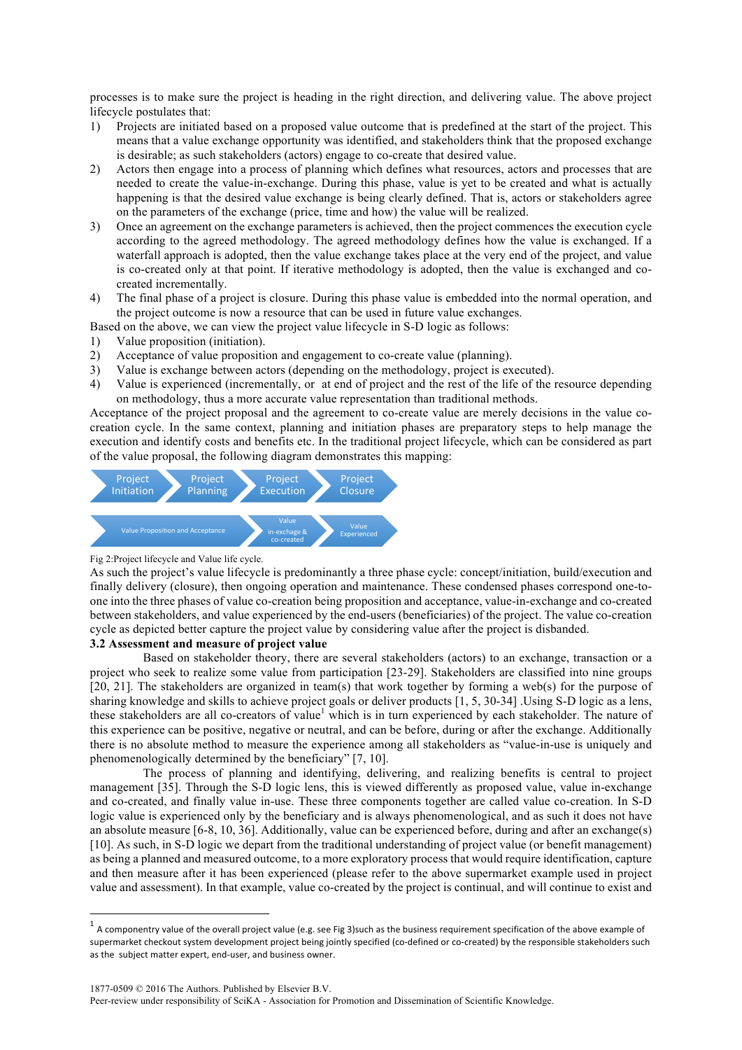processes is to make sure the project is heading in the right direction, and delivering value. The above project lifecycle postulates that:

1) Projects are initiated based on a proposed value outcome that is predefined at the start of the project. This means that a value exchange opportunity was identified, and stakeholders think that the proposed exchange is desirable; as such stakeholders (actors) engage to co-create that desired value.
2) Actors then engage into a process of planning which defines what resources, actors and processes that are needed to create the value-in-exchange. During this phase, value is yet to be created and what is actually happening is that the desired value exchange is being clearly defined. That is, actors or stakeholders agree on the parameters of the exchange (price, time and how) the value will be realized.
3) Once an agreement on the exchange parameters is achieved, then the project commences the execution cycle according to the agreed methodology. The agreed methodology defines how the value is exchanged. If a waterfall approach is adopted, then the value exchange takes place at the very end of the project, and value is co-created only at that point. If iterative methodology is adopted, then the value is exchanged and co-created incrementally.
4) The final phase of a project is closure. During this phase value is embedded into the normal operation, and the project outcome is now a resource that can be used in future value exchanges.

Based on the above, we can view the project value lifecycle in S-D logic as follows:

1) Value proposition (initiation).
2) Acceptance of value proposition and engagement to co-create value (planning).
3) Value is exchange between actors (depending on the methodology, project is executed).
4) Value is experienced (incrementally, or at end of project and the rest of the life of the resource depending on methodology, thus a more accurate value representation than traditional methods.

Acceptance of the project proposal and the agreement to co-create value are merely decisions in the value co-creation cycle. In the same context, planning and initiation phases are preparatory steps to help manage the execution and identify costs and benefits etc. In the traditional project lifecycle, which can be considered as part of the value proposal, the following diagram demonstrates this mapping:

Project Initiation → Project Planning → Project Execution → Project Closure

Value Proposition and Acceptance → Value in-exchage & co-created → Value Experienced

Fig 2:Project lifecycle and Value life cycle.

As such the project's value lifecycle is predominantly a three phase cycle: concept/initiation, build/execution and finally delivery (closure), then ongoing operation and maintenance. These condensed phases correspond one-to-one into the three phases of value co-creation being proposition and acceptance, value-in-exchange and co-created between stakeholders, and value experienced by the end-users (beneficiaries) of the project. The value co-creation cycle as depicted better capture the project value by considering value after the project is disbanded.

### 3.2 Assessment and measure of project value

Based on stakeholder theory, there are several stakeholders (actors) to an exchange, transaction or a project who seek to realize some value from participation [23-29]. Stakeholders are classified into nine groups [20, 21]. The stakeholders are organized in team(s) that work together by forming a web(s) for the purpose of sharing knowledge and skills to achieve project goals or deliver products [1, 5, 30-34] .Using S-D logic as a lens, these stakeholders are all co-creators of value[1] which is in turn experienced by each stakeholder. The nature of this experience can be positive, negative or neutral, and can be before, during or after the exchange. Additionally there is no absolute method to measure the experience among all stakeholders as "value-in-use is uniquely and phenomenologically determined by the beneficiary" [7, 10].

The process of planning and identifying, delivering, and realizing benefits is central to project management [35]. Through the S-D logic lens, this is viewed differently as proposed value, value in-exchange and co-created, and finally value in-use. These three components together are called value co-creation. In S-D logic value is experienced only by the beneficiary and is always phenomenological, and as such it does not have an absolute measure [6-8, 10, 36]. Additionally, value can be experienced before, during and after an exchange(s) [10]. As such, in S-D logic we depart from the traditional understanding of project value (or benefit management) as being a planned and measured outcome, to a more exploratory process that would require identification, capture and then measure after it has been experienced (please refer to the above supermarket example used in project value and assessment). In that example, value co-created by the project is continual, and will continue to exist and

---

[1] A componentry value of the overall project value (e.g. see Fig 3)such as the business requirement specification of the above example of supermarket checkout system development project being jointly specified (co-defined or co-created) by the responsible stakeholders such as the subject matter expert, end-user, and business owner.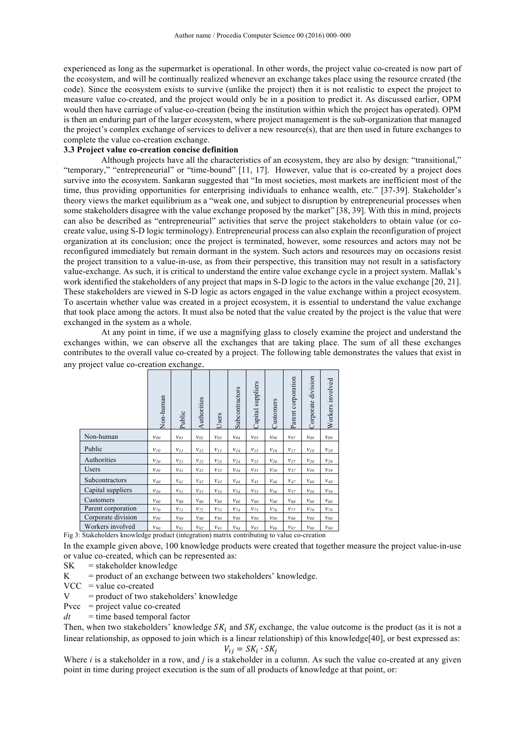experienced as long as the supermarket is operational. In other words, the project value co-created is now part of the ecosystem, and will be continually realized whenever an exchange takes place using the resource created (the code). Since the ecosystem exists to survive (unlike the project) then it is not realistic to expect the project to measure value co-created, and the project would only be in a position to predict it. As discussed earlier, OPM would then have carriage of value-co-creation (being the institution within which the project has operated). OPM is then an enduring part of the larger ecosystem, where project management is the sub-organization that managed the project's complex exchange of services to deliver a new resource(s), that are then used in future exchanges to complete the value co-creation exchange.

### 3.3 Project value co-creation concise definition

Although projects have all the characteristics of an ecosystem, they are also by design: "transitional," "temporary," "entrepreneurial" or "time-bound" [11, 17]. However, value that is co-created by a project does survive into the ecosystem. Sankaran suggested that "In most societies, most markets are inefficient most of the time, thus providing opportunities for enterprising individuals to enhance wealth, etc." [37-39]. Stakeholder's theory views the market equilibrium as a "weak one, and subject to disruption by entrepreneurial processes when some stakeholders disagree with the value exchange proposed by the market" [38, 39]. With this in mind, projects can also be described as "entrepreneurial" activities that serve the project stakeholders to obtain value (or co-create value, using S-D logic terminology). Entrepreneurial process can also explain the reconfiguration of project organization at its conclusion; once the project is terminated, however, some resources and actors may not be reconfigured immediately but remain dormant in the system. Such actors and resources may on occasions resist the project transition to a value-in-use, as from their perspective, this transition may not result in a satisfactory value-exchange. As such, it is critical to understand the entire value exchange cycle in a project system. Mallak's work identified the stakeholders of any project that maps in S-D logic to the actors in the value exchange [20, 21]. These stakeholders are viewed in S-D logic as actors engaged in the value exchange within a project ecosystem. To ascertain whether value was created in a project ecosystem, it is essential to understand the value exchange that took place among the actors. It must also be noted that the value created by the project is the value that were exchanged in the system as a whole.

At any point in time, if we use a magnifying glass to closely examine the project and understand the exchanges within, we can observe all the exchanges that are taking place. The sum of all these exchanges contributes to the overall value co-created by a project. The following table demonstrates the values that exist in any project value co-creation exchange.

| | Non-human | Public | Authorities | Users | Subcontractors | Capital suppliers | Customers | Parent corporation | Corporate division | Workers involved |
|---|---|---|---|---|---|---|---|---|---|---|
| Non-human | $v_{00}$ | $v_{01}$ | $v_{02}$ | $v_{03}$ | $v_{04}$ | $v_{05}$ | $v_{06}$ | $v_{07}$ | $v_{08}$ | $v_{09}$ |
| Public | $v_{10}$ | $v_{11}$ | $v_{12}$ | $v_{13}$ | $v_{14}$ | $v_{15}$ | $v_{16}$ | $v_{17}$ | $v_{18}$ | $v_{19}$ |
| Authorities | $v_{20}$ | $v_{21}$ | $v_{22}$ | $v_{23}$ | $v_{24}$ | $v_{25}$ | $v_{26}$ | $v_{27}$ | $v_{28}$ | $v_{29}$ |
| Users | $v_{30}$ | $v_{31}$ | $v_{32}$ | $v_{33}$ | $v_{34}$ | $v_{35}$ | $v_{36}$ | $v_{37}$ | $v_{38}$ | $v_{39}$ |
| Subcontractors | $v_{40}$ | $v_{41}$ | $v_{42}$ | $v_{43}$ | $v_{44}$ | $v_{45}$ | $v_{46}$ | $v_{47}$ | $v_{48}$ | $v_{49}$ |
| Capital suppliers | $v_{50}$ | $v_{51}$ | $v_{52}$ | $v_{53}$ | $v_{54}$ | $v_{55}$ | $v_{56}$ | $v_{57}$ | $v_{58}$ | $v_{59}$ |
| Customers | $v_{60}$ | $v_{60}$ | $v_{60}$ | $v_{60}$ | $v_{60}$ | $v_{60}$ | $v_{60}$ | $v_{60}$ | $v_{60}$ | $v_{60}$ |
| Parent corporation | $v_{70}$ | $v_{71}$ | $v_{72}$ | $v_{73}$ | $v_{74}$ | $v_{75}$ | $v_{76}$ | $v_{77}$ | $v_{78}$ | $v_{79}$ |
| Corporate division | $v_{80}$ | $v_{80}$ | $v_{80}$ | $v_{80}$ | $v_{80}$ | $v_{80}$ | $v_{80}$ | $v_{80}$ | $v_{80}$ | $v_{80}$ |
| Workers involved | $v_{90}$ | $v_{91}$ | $v_{92}$ | $v_{93}$ | $v_{94}$ | $v_{95}$ | $v_{96}$ | $v_{97}$ | $v_{98}$ | $v_{99}$ |

Fig 3: Stakeholders knowledge product (integration) matrix contributing to value co-creation

In the example given above, 100 knowledge products were created that together measure the project value-in-use or value co-created, which can be represented as:

SK = stakeholder knowledge

K = product of an exchange between two stakeholders' knowledge.

VCC = value co-created

V = product of two stakeholders' knowledge

Pvcc = project value co-created

*dt* = time based temporal factor

Then, when two stakeholders' knowledge $SK_i$ and $SK_j$ exchange, the value outcome is the product (as it is not a linear relationship, as opposed to join which is a linear relationship) of this knowledge[40], or best expressed as:

$$V_{ij} = SK_i \cdot SK_j$$

Where *i* is a stakeholder in a row, and *j* is a stakeholder in a column. As such the value co-created at any given point in time during project execution is the sum of all products of knowledge at that point, or: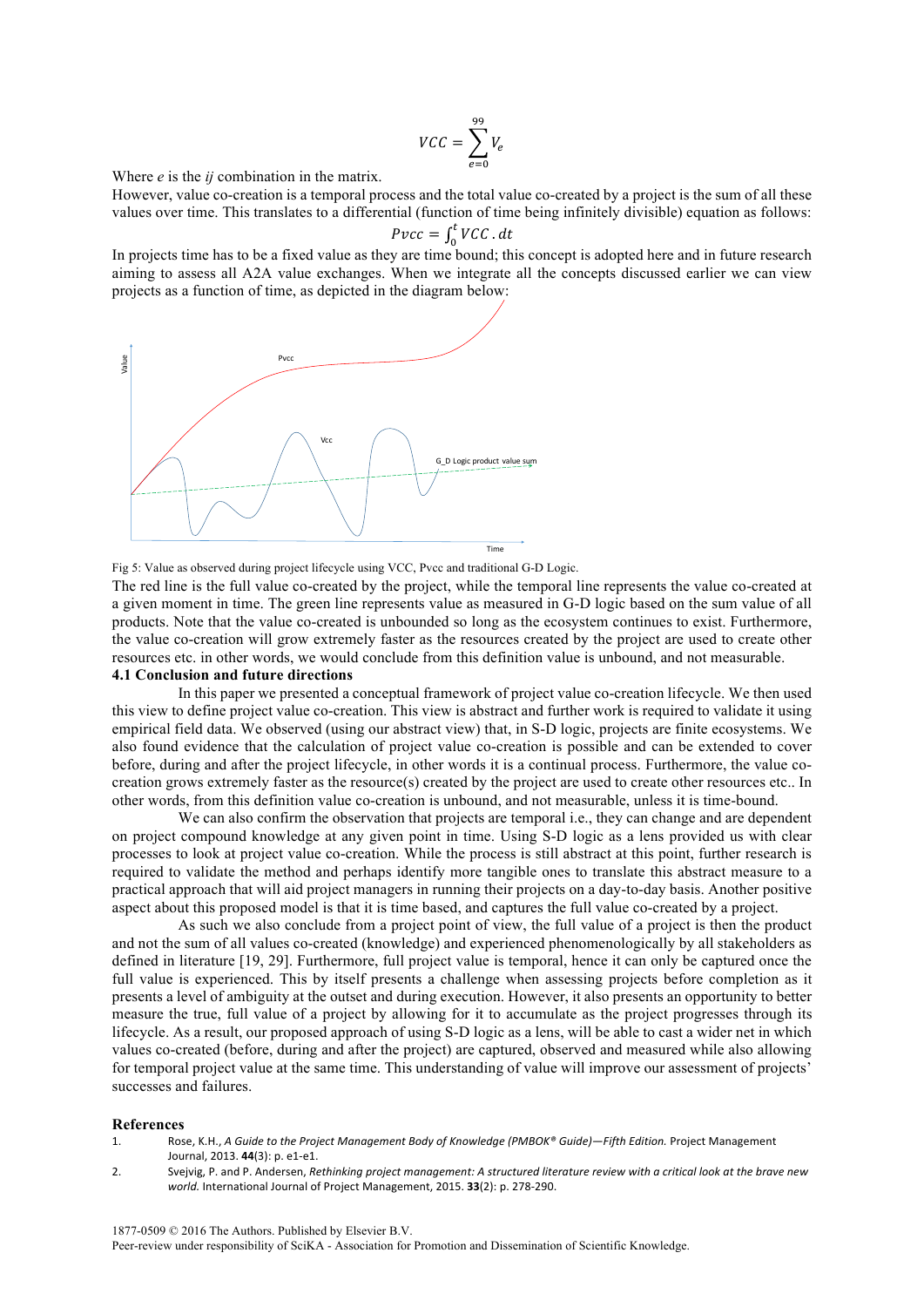$$VCC = \sum_{e=0}^{99} V_e$$

Where $e$ is the $ij$ combination in the matrix.

However, value co-creation is a temporal process and the total value co-created by a project is the sum of all these values over time. This translates to a differential (function of time being infinitely divisible) equation as follows:

$$Pvcc = \int_0^t VCC.dt$$

In projects time has to be a fixed value as they are time bound; this concept is adopted here and in future research aiming to assess all A2A value exchanges. When we integrate all the concepts discussed earlier we can view projects as a function of time, as depicted in the diagram below:

Fig 5: Value as observed during project lifecycle using VCC, Pvcc and traditional G-D Logic.

The red line is the full value co-created by the project, while the temporal line represents the value co-created at a given moment in time. The green line represents value as measured in G-D logic based on the sum value of all products. Note that the value co-created is unbounded so long as the ecosystem continues to exist. Furthermore, the value co-creation will grow extremely faster as the resources created by the project are used to create other resources etc. in other words, we would conclude from this definition value is unbound, and not measurable.

### 4.1 Conclusion and future directions

In this paper we presented a conceptual framework of project value co-creation lifecycle. We then used this view to define project value co-creation. This view is abstract and further work is required to validate it using empirical field data. We observed (using our abstract view) that, in S-D logic, projects are finite ecosystems. We also found evidence that the calculation of project value co-creation is possible and can be extended to cover before, during and after the project lifecycle, in other words it is a continual process. Furthermore, the value co-creation grows extremely faster as the resource(s) created by the project are used to create other resources etc.. In other words, from this definition value co-creation is unbound, and not measurable, unless it is time-bound.

We can also confirm the observation that projects are temporal i.e., they can change and are dependent on project compound knowledge at any given point in time. Using S-D logic as a lens provided us with clear processes to look at project value co-creation. While the process is still abstract at this point, further research is required to validate the method and perhaps identify more tangible ones to translate this abstract measure to a practical approach that will aid project managers in running their projects on a day-to-day basis. Another positive aspect about this proposed model is that it is time based, and captures the full value co-created by a project.

As such we also conclude from a project point of view, the full value of a project is then the product and not the sum of all values co-created (knowledge) and experienced phenomenologically by all stakeholders as defined in literature [19, 29]. Furthermore, full project value is temporal, hence it can only be captured once the full value is experienced. This by itself presents a challenge when assessing projects before completion as it presents a level of ambiguity at the outset and during execution. However, it also presents an opportunity to better measure the true, full value of a project by allowing for it to accumulate as the project progresses through its lifecycle. As a result, our proposed approach of using S-D logic as a lens, will be able to cast a wider net in which values co-created (before, during and after the project) are captured, observed and measured while also allowing for temporal project value at the same time. This understanding of value will improve our assessment of projects' successes and failures.

## References

1. Rose, K.H., *A Guide to the Project Management Body of Knowledge (PMBOK® Guide)—Fifth Edition.* Project Management Journal, 2013. **44**(3): p. e1-e1.
2. Svejvig, P. and P. Andersen, *Rethinking project management: A structured literature review with a critical look at the brave new world.* International Journal of Project Management, 2015. **33**(2): p. 278-290.

1877-0509 © 2016 The Authors. Published by Elsevier B.V.
Peer-review under responsibility of SciKA - Association for Promotion and Dissemination of Scientific Knowledge.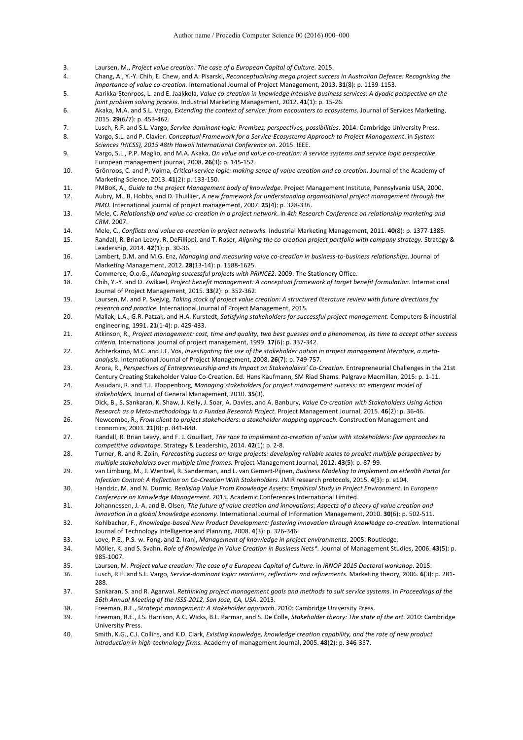3. Laursen, M., *Project value creation: The case of a European Capital of Culture.* 2015.
4. Chang, A., Y.-Y. Chih, E. Chew, and A. Pisarski, *Reconceptualising mega project success in Australian Defence: Recognising the importance of value co-creation.* International Journal of Project Management, 2013. **31**(8): p. 1139-1153.
5. Aarikka-Stenroos, L. and E. Jaakkola, *Value co-creation in knowledge intensive business services: A dyadic perspective on the joint problem solving process.* Industrial Marketing Management, 2012. **41**(1): p. 15-26.
6. Akaka, M.A. and S.L. Vargo, *Extending the context of service: from encounters to ecosystems.* Journal of Services Marketing, 2015. **29**(6/7): p. 453-462.
7. Lusch, R.F. and S.L. Vargo, *Service-dominant logic: Premises, perspectives, possibilities*. 2014: Cambridge University Press.
8. Vargo, S.L. and P. Clavier. *Conceptual Framework for a Service-Ecosystems Approach to Project Management*. in *System Sciences (HICSS), 2015 48th Hawaii International Conference on*. 2015. IEEE.
9. Vargo, S.L., P.P. Maglio, and M.A. Akaka, *On value and value co-creation: A service systems and service logic perspective.* European management journal, 2008. **26**(3): p. 145-152.
10. Grönroos, C. and P. Voima, *Critical service logic: making sense of value creation and co-creation.* Journal of the Academy of Marketing Science, 2013. **41**(2): p. 133-150.
11. PMBoK, A., *Guide to the project Management body of knowledge.* Project Management Institute, Pennsylvania USA, 2000.
12. Aubry, M., B. Hobbs, and D. Thuillier, *A new framework for understanding organisational project management through the PMO.* International journal of project management, 2007. **25**(4): p. 328-336.
13. Mele, C. *Relationship and value co-creation in a project network*. in *4th Research Conference on relationship marketing and CRM*. 2007.
14. Mele, C., *Conflicts and value co-creation in project networks.* Industrial Marketing Management, 2011. **40**(8): p. 1377-1385.
15. Randall, R. Brian Leavy, R. DeFillippi, and T. Roser, *Aligning the co-creation project portfolio with company strategy.* Strategy & Leadership, 2014. **42**(1): p. 30-36.
16. Lambert, D.M. and M.G. Enz, *Managing and measuring value co-creation in business-to-business relationships.* Journal of Marketing Management, 2012. **28**(13-14): p. 1588-1625.
17. Commerce, O.o.G., *Managing successful projects with PRINCE2*. 2009: The Stationery Office.
18. Chih, Y.-Y. and O. Zwikael, *Project benefit management: A conceptual framework of target benefit formulation.* International Journal of Project Management, 2015. **33**(2): p. 352-362.
19. Laursen, M. and P. Svejvig, *Taking stock of project value creation: A structured literature review with future directions for research and practice.* International Journal of Project Management, 2015.
20. Mallak, L.A., G.R. Patzak, and H.A. Kurstedt, *Satisfying stakeholders for successful project management.* Computers & industrial engineering, 1991. **21**(1-4): p. 429-433.
21. Atkinson, R., *Project management: cost, time and quality, two best guesses and a phenomenon, its time to accept other success criteria.* International journal of project management, 1999. **17**(6): p. 337-342.
22. Achterkamp, M.C. and J.F. Vos, *Investigating the use of the stakeholder notion in project management literature, a meta-analysis.* International Journal of Project Management, 2008. **26**(7): p. 749-757.
23. Arora, R., *Perspectives of Entrepreneurship and Its Impact on Stakeholders' Co-Creation.* Entrepreneurial Challenges in the 21st Century Creating Stakeholder Value Co-Creation. Ed. Hans Kaufmann, SM Riad Shams. Palgrave Macmillan, 2015: p. 1-11.
24. Assudani, R. and T.J. Kloppenborg, *Managing stakeholders for project management success: an emergent model of stakeholders.* Journal of General Management, 2010. **35**(3).
25. Dick, B., S. Sankaran, K. Shaw, J. Kelly, J. Soar, A. Davies, and A. Banbury, *Value Co-creation with Stakeholders Using Action Research as a Meta-methodology in a Funded Research Project.* Project Management Journal, 2015. **46**(2): p. 36-46.
26. Newcombe, R., *From client to project stakeholders: a stakeholder mapping approach.* Construction Management and Economics, 2003. **21**(8): p. 841-848.
27. Randall, R. Brian Leavy, and F. J. Gouillart, *The race to implement co-creation of value with stakeholders: five approaches to competitive advantage.* Strategy & Leadership, 2014. **42**(1): p. 2-8.
28. Turner, R. and R. Zolin, *Forecasting success on large projects: developing reliable scales to predict multiple perspectives by multiple stakeholders over multiple time frames.* Project Management Journal, 2012. **43**(5): p. 87-99.
29. van Limburg, M., J. Wentzel, R. Sanderman, and L. van Gemert-Pijnen, *Business Modeling to Implement an eHealth Portal for Infection Control: A Reflection on Co-Creation With Stakeholders.* JMIR research protocols, 2015. **4**(3): p. e104.
30. Handzic, M. and N. Durmic. *Realising Value From Knowledge Assets: Empirical Study in Project Environment*. in *European Conference on Knowledge Management*. 2015. Academic Conferences International Limited.
31. Johannessen, J.-A. and B. Olsen, *The future of value creation and innovations: Aspects of a theory of value creation and innovation in a global knowledge economy.* International Journal of Information Management, 2010. **30**(6): p. 502-511.
32. Kohlbacher, F., *Knowledge-based New Product Development: fostering innovation through knowledge co-creation.* International Journal of Technology Intelligence and Planning, 2008. **4**(3): p. 326-346.
33. Love, P.E., P.S.-w. Fong, and Z. Irani, *Management of knowledge in project environments*. 2005: Routledge.
34. Möller, K. and S. Svahn, *Role of Knowledge in Value Creation in Business Nets\*.* Journal of Management Studies, 2006. **43**(5): p. 985-1007.
35. Laursen, M. *Project value creation: The case of a European Capital of Culture*. in *IRNOP 2015 Doctoral workshop*. 2015.
36. Lusch, R.F. and S.L. Vargo, *Service-dominant logic: reactions, reflections and refinements.* Marketing theory, 2006. **6**(3): p. 281-288.
37. Sankaran, S. and R. Agarwal. *Rethinking project management goals and methods to suit service systems*. in *Proceedings of the 56th Annual Meeting of the ISSS-2012, San Jose, CA, USA*. 2013.
38. Freeman, R.E., *Strategic management: A stakeholder approach*. 2010: Cambridge University Press.
39. Freeman, R.E., J.S. Harrison, A.C. Wicks, B.L. Parmar, and S. De Colle, *Stakeholder theory: The state of the art*. 2010: Cambridge University Press.
40. Smith, K.G., C.J. Collins, and K.D. Clark, *Existing knowledge, knowledge creation capability, and the rate of new product introduction in high-technology firms.* Academy of management Journal, 2005. **48**(2): p. 346-357.